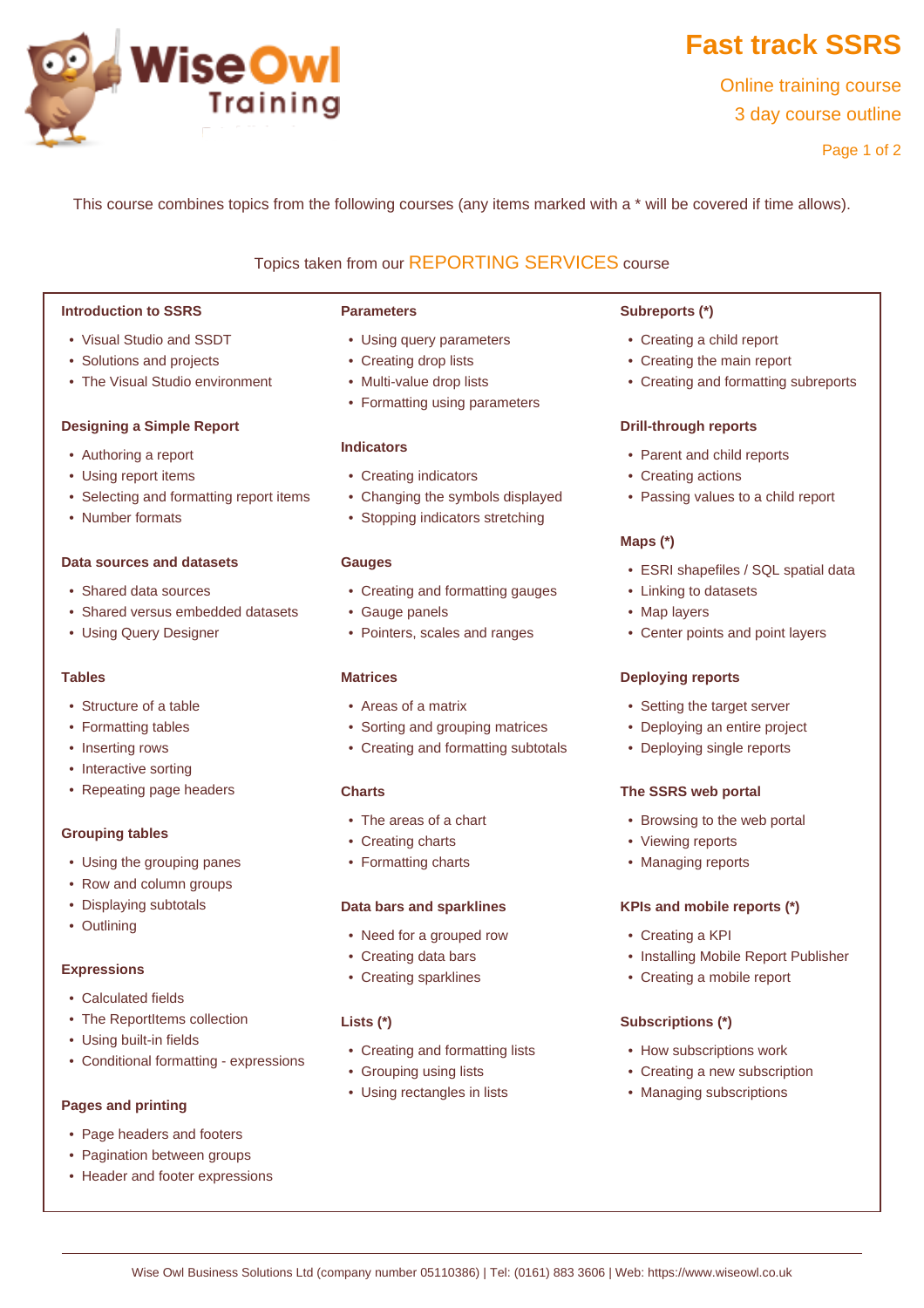# Fast track SSRS

Online training course

3 day course outline

This course combines topics from the following courses (any items marked with a * will be covered if time allows).

Topics taken from our REPORTING SERVICES course

### Introduction to SSRS

- Visual Studio and SSDT
- Solutions and projects
- The Visual Studio environment

### Designing a Simple Report

- Authoring a report
- Using report items
- Selecting and formatting report items
- Number formats

### Data sources and datasets

- Shared data sources
- Shared versus embedded datasets
- Using Query Designer

### Tables

- Structure of a table
- Formatting tables
- Inserting rows
- Interactive sorting
- Repeating page headers

### Grouping tables

- Using the grouping panes
- Row and column groups
- Displaying subtotals
- Outlining

### Expressions

- Calculated fields
- The ReportItems collection
- Using built-in fields
- Conditional formatting - expressions

### Pages and printing

- Page headers and footers
- Pagination between groups
- Header and footer expressions

### Parameters

- Using query parameters
- Creating drop lists
- Multi-value drop lists
- Formatting using parameters

### Indicators

- Creating indicators
- Changing the symbols displayed
- Stopping indicators stretching

### Gauges

- Creating and formatting gauges
- Gauge panels
- Pointers, scales and ranges

### Matrices

- Areas of a matrix
- Sorting and grouping matrices
- Creating and formatting subtotals

### Charts

- The areas of a chart
- Creating charts
- Formatting charts

### Data bars and sparklines

- Need for a grouped row
- Creating data bars
- Creating sparklines

### Lists (*)

- Creating and formatting lists
- Grouping using lists
- Using rectangles in lists

### Subreports (*)

- Creating a child report
- Creating the main report
- Creating and formatting subreports

### Drill-through reports

- Parent and child reports
- Creating actions
- Passing values to a child report

### Maps (*)

- ESRI shapefiles / SQL spatial data
- Linking to datasets
- Map layers
- Center points and point layers

### Deploying reports

- Setting the target server
- Deploying an entire project
- Deploying single reports

### The SSRS web portal

- Browsing to the web portal
- Viewing reports
- Managing reports

### KPIs and mobile reports (*)

- Creating a KPI
- Installing Mobile Report Publisher
- Creating a mobile report

### Subscriptions (*)

- How subscriptions work
- Creating a new subscription
- Managing subscriptions

Wise Owl Business Solutions Ltd (company number 05110386) | Tel: (0161) 883 3606 | Web: https://www.wiseowl.co.uk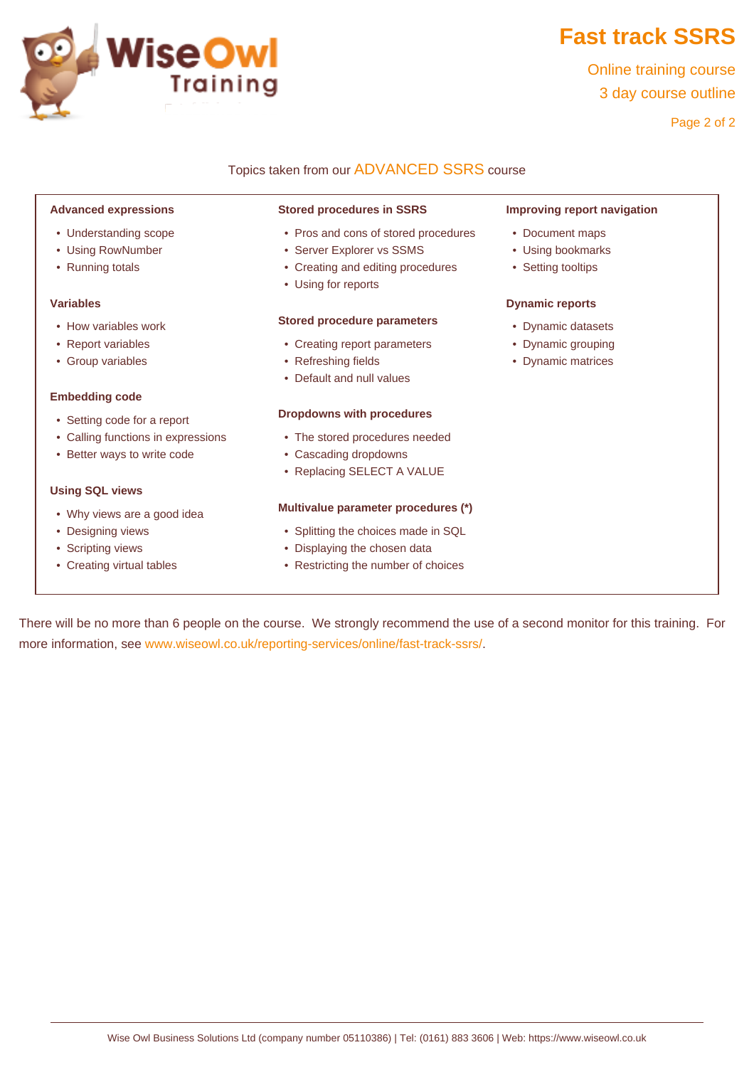# Fast track SSRS

Online training course
3 day course outline

Topics taken from our ADVANCED SSRS course

### Advanced expressions

- Understanding scope
- Using RowNumber
- Running totals

### Variables

- How variables work
- Report variables
- Group variables

### Embedding code

- Setting code for a report
- Calling functions in expressions
- Better ways to write code

### Using SQL views

- Why views are a good idea
- Designing views
- Scripting views
- Creating virtual tables

### Stored procedures in SSRS

- Pros and cons of stored procedures
- Server Explorer vs SSMS
- Creating and editing procedures
- Using for reports

### Stored procedure parameters

- Creating report parameters
- Refreshing fields
- Default and null values

### Dropdowns with procedures

- The stored procedures needed
- Cascading dropdowns
- Replacing SELECT A VALUE

### Multivalue parameter procedures (*)

- Splitting the choices made in SQL
- Displaying the chosen data
- Restricting the number of choices

### Improving report navigation

- Document maps
- Using bookmarks
- Setting tooltips

### Dynamic reports

- Dynamic datasets
- Dynamic grouping
- Dynamic matrices

There will be no more than 6 people on the course. We strongly recommend the use of a second monitor for this training. For more information, see www.wiseowl.co.uk/reporting-services/online/fast-track-ssrs/.

Wise Owl Business Solutions Ltd (company number 05110386) | Tel: (0161) 883 3606 | Web: https://www.wiseowl.co.uk